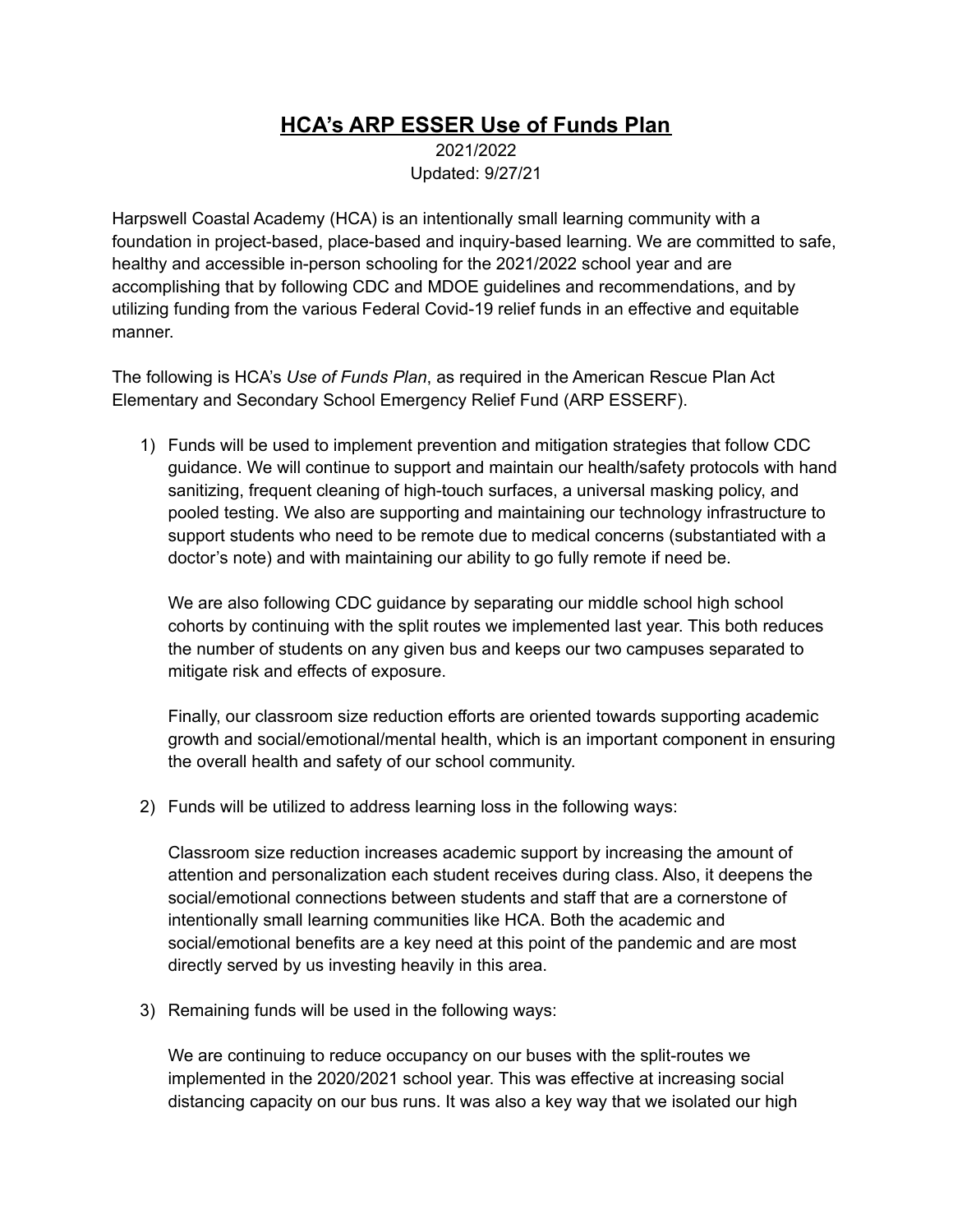# <u>HCA's ARP ESSER Use of Funds Plan</u>

2021/2022
Updated: 9/27/21

Harpswell Coastal Academy (HCA) is an intentionally small learning community with a foundation in project-based, place-based and inquiry-based learning. We are committed to safe, healthy and accessible in-person schooling for the 2021/2022 school year and are accomplishing that by following CDC and MDOE guidelines and recommendations, and by utilizing funding from the various Federal Covid-19 relief funds in an effective and equitable manner.

The following is HCA's *Use of Funds Plan*, as required in the American Rescue Plan Act Elementary and Secondary School Emergency Relief Fund (ARP ESSERF).

1) Funds will be used to implement prevention and mitigation strategies that follow CDC guidance. We will continue to support and maintain our health/safety protocols with hand sanitizing, frequent cleaning of high-touch surfaces, a universal masking policy, and pooled testing. We also are supporting and maintaining our technology infrastructure to support students who need to be remote due to medical concerns (substantiated with a doctor's note) and with maintaining our ability to go fully remote if need be.

   We are also following CDC guidance by separating our middle school high school cohorts by continuing with the split routes we implemented last year. This both reduces the number of students on any given bus and keeps our two campuses separated to mitigate risk and effects of exposure.

   Finally, our classroom size reduction efforts are oriented towards supporting academic growth and social/emotional/mental health, which is an important component in ensuring the overall health and safety of our school community.

2) Funds will be utilized to address learning loss in the following ways:

   Classroom size reduction increases academic support by increasing the amount of attention and personalization each student receives during class. Also, it deepens the social/emotional connections between students and staff that are a cornerstone of intentionally small learning communities like HCA. Both the academic and social/emotional benefits are a key need at this point of the pandemic and are most directly served by us investing heavily in this area.

3) Remaining funds will be used in the following ways:

   We are continuing to reduce occupancy on our buses with the split-routes we implemented in the 2020/2021 school year. This was effective at increasing social distancing capacity on our bus runs. It was also a key way that we isolated our high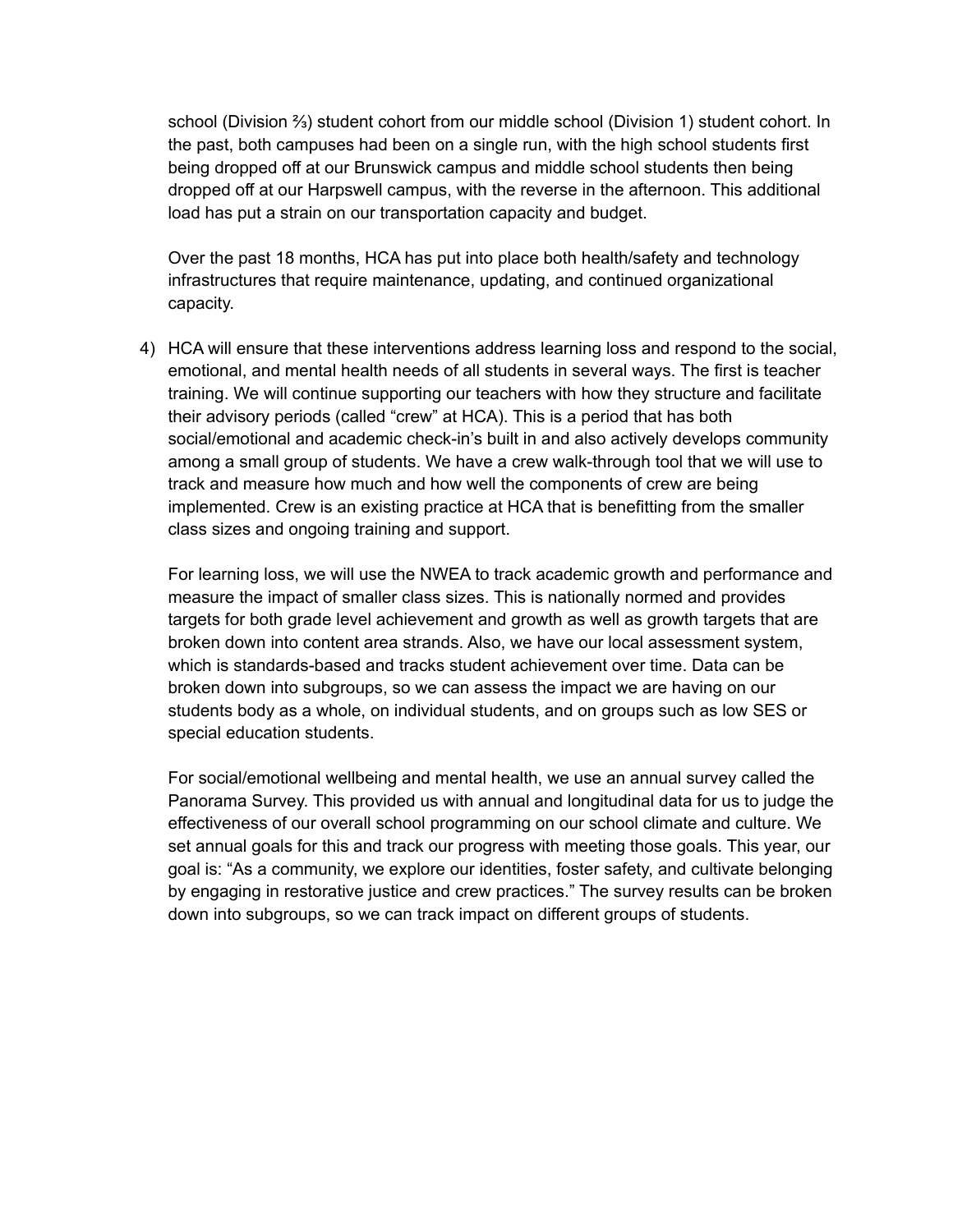school (Division ⅔) student cohort from our middle school (Division 1) student cohort. In the past, both campuses had been on a single run, with the high school students first being dropped off at our Brunswick campus and middle school students then being dropped off at our Harpswell campus, with the reverse in the afternoon. This additional load has put a strain on our transportation capacity and budget.

Over the past 18 months, HCA has put into place both health/safety and technology infrastructures that require maintenance, updating, and continued organizational capacity.

4) HCA will ensure that these interventions address learning loss and respond to the social, emotional, and mental health needs of all students in several ways. The first is teacher training. We will continue supporting our teachers with how they structure and facilitate their advisory periods (called "crew" at HCA). This is a period that has both social/emotional and academic check-in's built in and also actively develops community among a small group of students. We have a crew walk-through tool that we will use to track and measure how much and how well the components of crew are being implemented. Crew is an existing practice at HCA that is benefitting from the smaller class sizes and ongoing training and support.

   For learning loss, we will use the NWEA to track academic growth and performance and measure the impact of smaller class sizes. This is nationally normed and provides targets for both grade level achievement and growth as well as growth targets that are broken down into content area strands. Also, we have our local assessment system, which is standards-based and tracks student achievement over time. Data can be broken down into subgroups, so we can assess the impact we are having on our students body as a whole, on individual students, and on groups such as low SES or special education students.

   For social/emotional wellbeing and mental health, we use an annual survey called the Panorama Survey. This provided us with annual and longitudinal data for us to judge the effectiveness of our overall school programming on our school climate and culture. We set annual goals for this and track our progress with meeting those goals. This year, our goal is: "As a community, we explore our identities, foster safety, and cultivate belonging by engaging in restorative justice and crew practices." The survey results can be broken down into subgroups, so we can track impact on different groups of students.